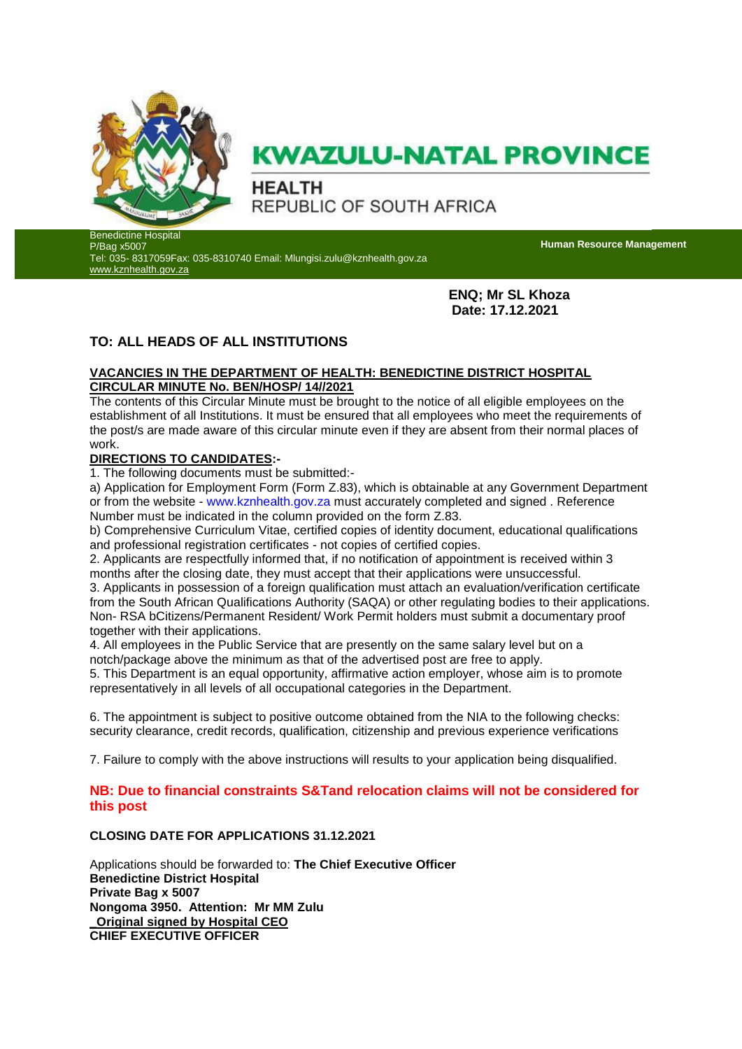# KWAZULU-NATAL PROVINCE

## HEALTH
REPUBLIC OF SOUTH AFRICA

Benedictine Hospital
P/Bag x5007
Tel: 035- 8317059Fax: 035-8310740 Email: Mlungisi.zulu@kznhealth.gov.za
www.kznhealth.gov.za

**Human Resource Management**

**ENQ; Mr SL Khoza**
**Date: 17.12.2021**

## TO: ALL HEADS OF ALL INSTITUTIONS

**VACANCIES IN THE DEPARTMENT OF HEALTH: BENEDICTINE DISTRICT HOSPITAL**
**CIRCULAR MINUTE No. BEN/HOSP/ 14//2021**

The contents of this Circular Minute must be brought to the notice of all eligible employees on the establishment of all Institutions. It must be ensured that all employees who meet the requirements of the post/s are made aware of this circular minute even if they are absent from their normal places of work.

**DIRECTIONS TO CANDIDATES:-**

1. The following documents must be submitted:-

a) Application for Employment Form (Form Z.83), which is obtainable at any Government Department or from the website - www.kznhealth.gov.za must accurately completed and signed . Reference Number must be indicated in the column provided on the form Z.83.

b) Comprehensive Curriculum Vitae, certified copies of identity document, educational qualifications and professional registration certificates - not copies of certified copies.

2. Applicants are respectfully informed that, if no notification of appointment is received within 3 months after the closing date, they must accept that their applications were unsuccessful.

3. Applicants in possession of a foreign qualification must attach an evaluation/verification certificate from the South African Qualifications Authority (SAQA) or other regulating bodies to their applications. Non- RSA bCitizens/Permanent Resident/ Work Permit holders must submit a documentary proof together with their applications.

4. All employees in the Public Service that are presently on the same salary level but on a notch/package above the minimum as that of the advertised post are free to apply.

5. This Department is an equal opportunity, affirmative action employer, whose aim is to promote representatively in all levels of all occupational categories in the Department.

6. The appointment is subject to positive outcome obtained from the NIA to the following checks: security clearance, credit records, qualification, citizenship and previous experience verifications

7. Failure to comply with the above instructions will results to your application being disqualified.

**NB: Due to financial constraints S&Tand relocation claims will not be considered for this post**

**CLOSING DATE FOR APPLICATIONS 31.12.2021**

Applications should be forwarded to: **The Chief Executive Officer**
**Benedictine District Hospital**
**Private Bag x 5007**
**Nongoma 3950. Attention: Mr MM Zulu**
**Original signed by Hospital CEO**
**CHIEF EXECUTIVE OFFICER**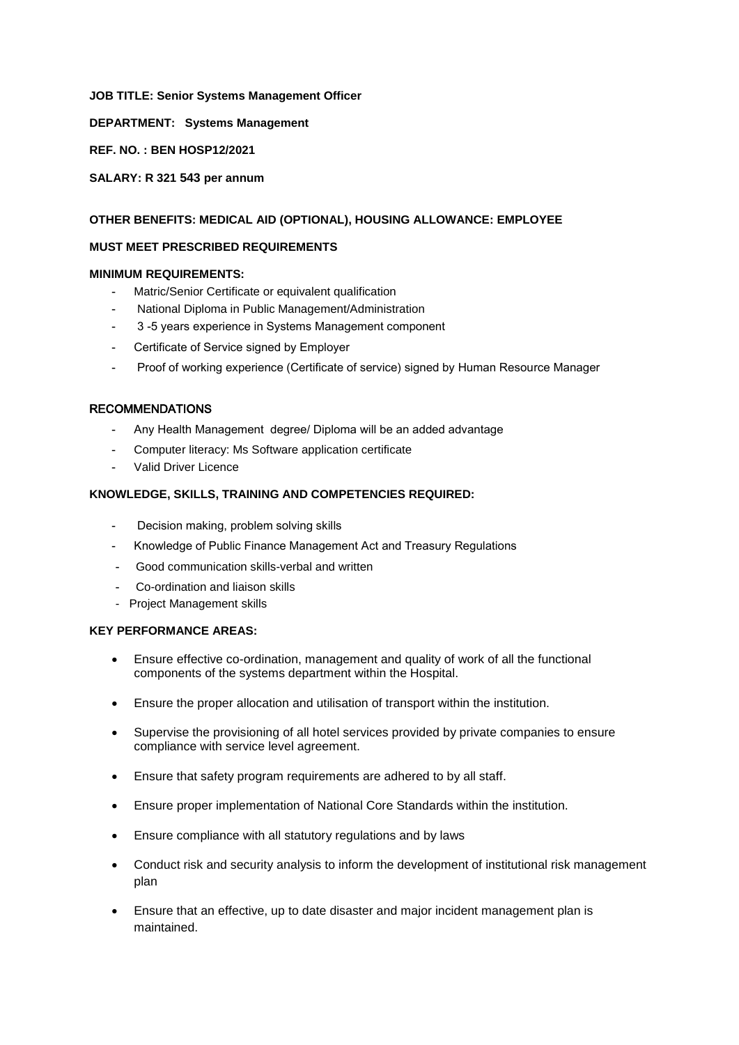**JOB TITLE: Senior Systems Management Officer**

**DEPARTMENT: Systems Management**

**REF. NO. : BEN HOSP12/2021**

**SALARY: R 321 543 per annum**

**OTHER BENEFITS: MEDICAL AID (OPTIONAL), HOUSING ALLOWANCE: EMPLOYEE**

**MUST MEET PRESCRIBED REQUIREMENTS**

**MINIMUM REQUIREMENTS:**

- Matric/Senior Certificate or equivalent qualification
- National Diploma in Public Management/Administration
- 3 -5 years experience in Systems Management component
- Certificate of Service signed by Employer
- Proof of working experience (Certificate of service) signed by Human Resource Manager

**RECOMMENDATIONS**

- Any Health Management degree/ Diploma will be an added advantage
- Computer literacy: Ms Software application certificate
- Valid Driver Licence

**KNOWLEDGE, SKILLS, TRAINING AND COMPETENCIES REQUIRED:**

- Decision making, problem solving skills
- Knowledge of Public Finance Management Act and Treasury Regulations
- Good communication skills-verbal and written
- Co-ordination and liaison skills
- Project Management skills

**KEY PERFORMANCE AREAS:**

- Ensure effective co-ordination, management and quality of work of all the functional components of the systems department within the Hospital.
- Ensure the proper allocation and utilisation of transport within the institution.
- Supervise the provisioning of all hotel services provided by private companies to ensure compliance with service level agreement.
- Ensure that safety program requirements are adhered to by all staff.
- Ensure proper implementation of National Core Standards within the institution.
- Ensure compliance with all statutory regulations and by laws
- Conduct risk and security analysis to inform the development of institutional risk management plan
- Ensure that an effective, up to date disaster and major incident management plan is maintained.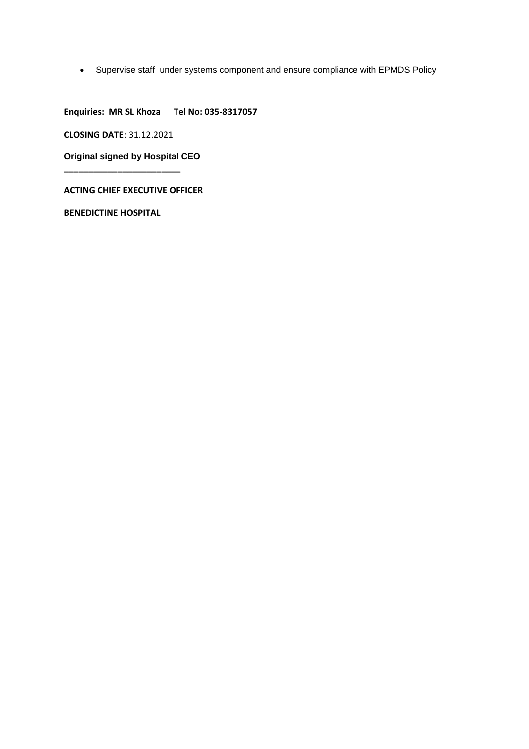- Supervise staff under systems component and ensure compliance with EPMDS Policy

**Enquiries: MR SL Khoza Tel No: 035-8317057**

**CLOSING DATE**: 31.12.2021

**Original signed by Hospital CEO**

**\_\_\_\_\_\_\_\_\_\_\_\_\_\_\_\_\_\_\_\_\_\_\_\_\_\_**

**ACTING CHIEF EXECUTIVE OFFICER**

**BENEDICTINE HOSPITAL**